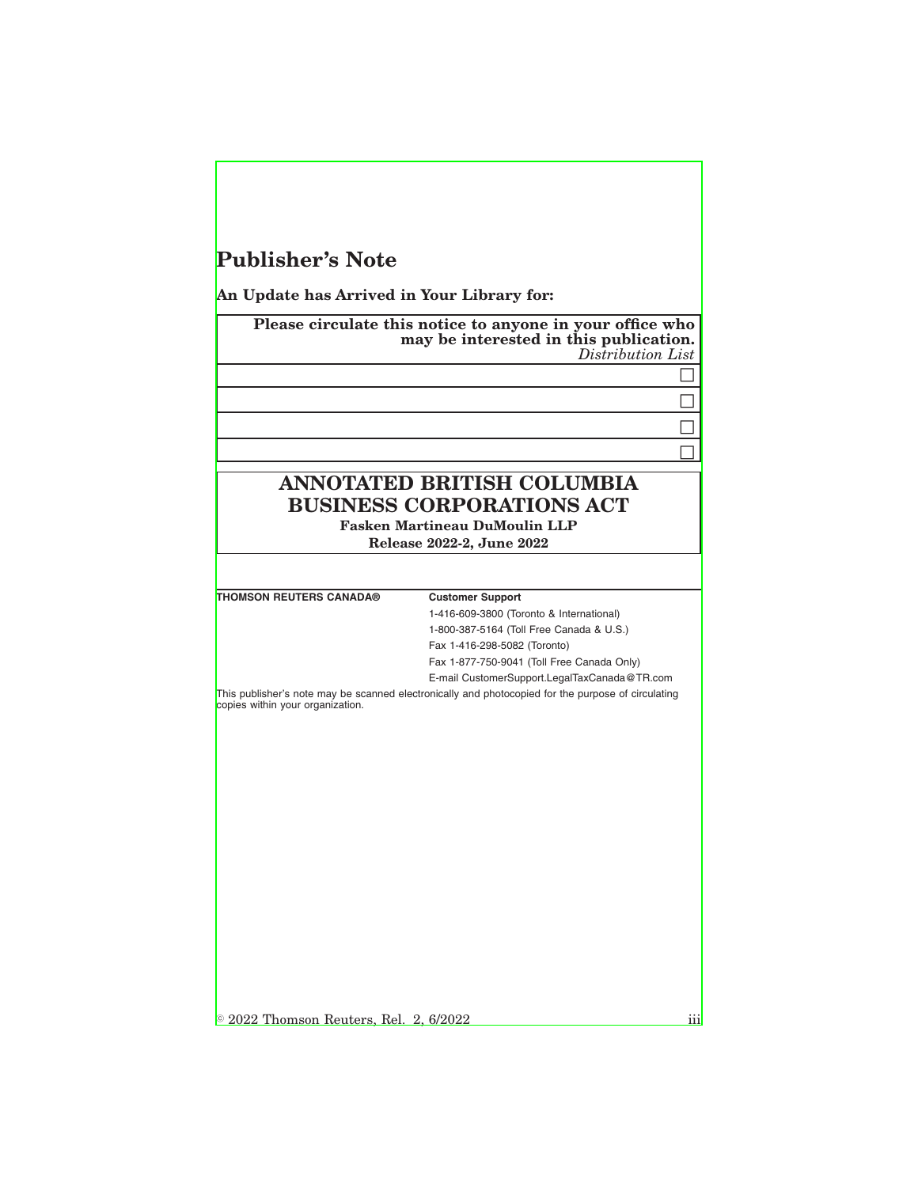# Publisher's Note

**An Update has Arrived in Your Library for:**

| **Please circulate this notice to anyone in your office who may be interested in this publication.** *Distribution List* |
| --- |
| ☐ |
| ☐ |
| ☐ |
| ☐ |

## ANNOTATED BRITISH COLUMBIA BUSINESS CORPORATIONS ACT

**Fasken Martineau DuMoulin LLP**

**Release 2022-2, June 2022**

**THOMSON REUTERS CANADA®**

**Customer Support**

1-416-609-3800 (Toronto & International)

1-800-387-5164 (Toll Free Canada & U.S.)

Fax 1-416-298-5082 (Toronto)

Fax 1-877-750-9041 (Toll Free Canada Only)

E-mail CustomerSupport.LegalTaxCanada@TR.com

This publisher's note may be scanned electronically and photocopied for the purpose of circulating copies within your organization.

© 2022 Thomson Reuters, Rel. 2, 6/2022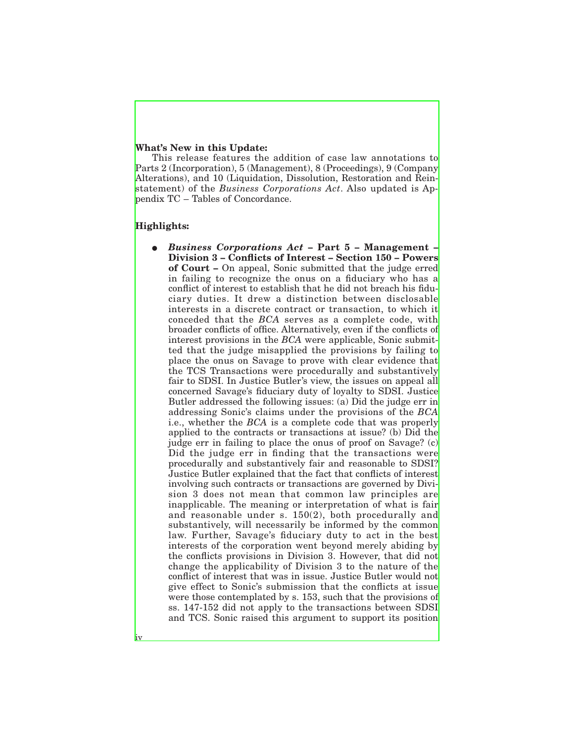**What's New in this Update:**

This release features the addition of case law annotations to Parts 2 (Incorporation), 5 (Management), 8 (Proceedings), 9 (Company Alterations), and 10 (Liquidation, Dissolution, Restoration and Reinstatement) of the *Business Corporations Act*. Also updated is Appendix TC – Tables of Concordance.

**Highlights:**

- ***Business Corporations Act* – Part 5 – Management – Division 3 – Conflicts of Interest – Section 150 – Powers of Court –** On appeal, Sonic submitted that the judge erred in failing to recognize the onus on a fiduciary who has a conflict of interest to establish that he did not breach his fiduciary duties. It drew a distinction between disclosable interests in a discrete contract or transaction, to which it conceded that the *BCA* serves as a complete code, with broader conflicts of office. Alternatively, even if the conflicts of interest provisions in the *BCA* were applicable, Sonic submitted that the judge misapplied the provisions by failing to place the onus on Savage to prove with clear evidence that the TCS Transactions were procedurally and substantively fair to SDSI. In Justice Butler's view, the issues on appeal all concerned Savage's fiduciary duty of loyalty to SDSI. Justice Butler addressed the following issues: (a) Did the judge err in addressing Sonic's claims under the provisions of the *BCA* i.e., whether the *BCA* is a complete code that was properly applied to the contracts or transactions at issue? (b) Did the judge err in failing to place the onus of proof on Savage? (c) Did the judge err in finding that the transactions were procedurally and substantively fair and reasonable to SDSI? Justice Butler explained that the fact that conflicts of interest involving such contracts or transactions are governed by Division 3 does not mean that common law principles are inapplicable. The meaning or interpretation of what is fair and reasonable under s. 150(2), both procedurally and substantively, will necessarily be informed by the common law. Further, Savage's fiduciary duty to act in the best interests of the corporation went beyond merely abiding by the conflicts provisions in Division 3. However, that did not change the applicability of Division 3 to the nature of the conflict of interest that was in issue. Justice Butler would not give effect to Sonic's submission that the conflicts at issue were those contemplated by s. 153, such that the provisions of ss. 147-152 did not apply to the transactions between SDSI and TCS. Sonic raised this argument to support its position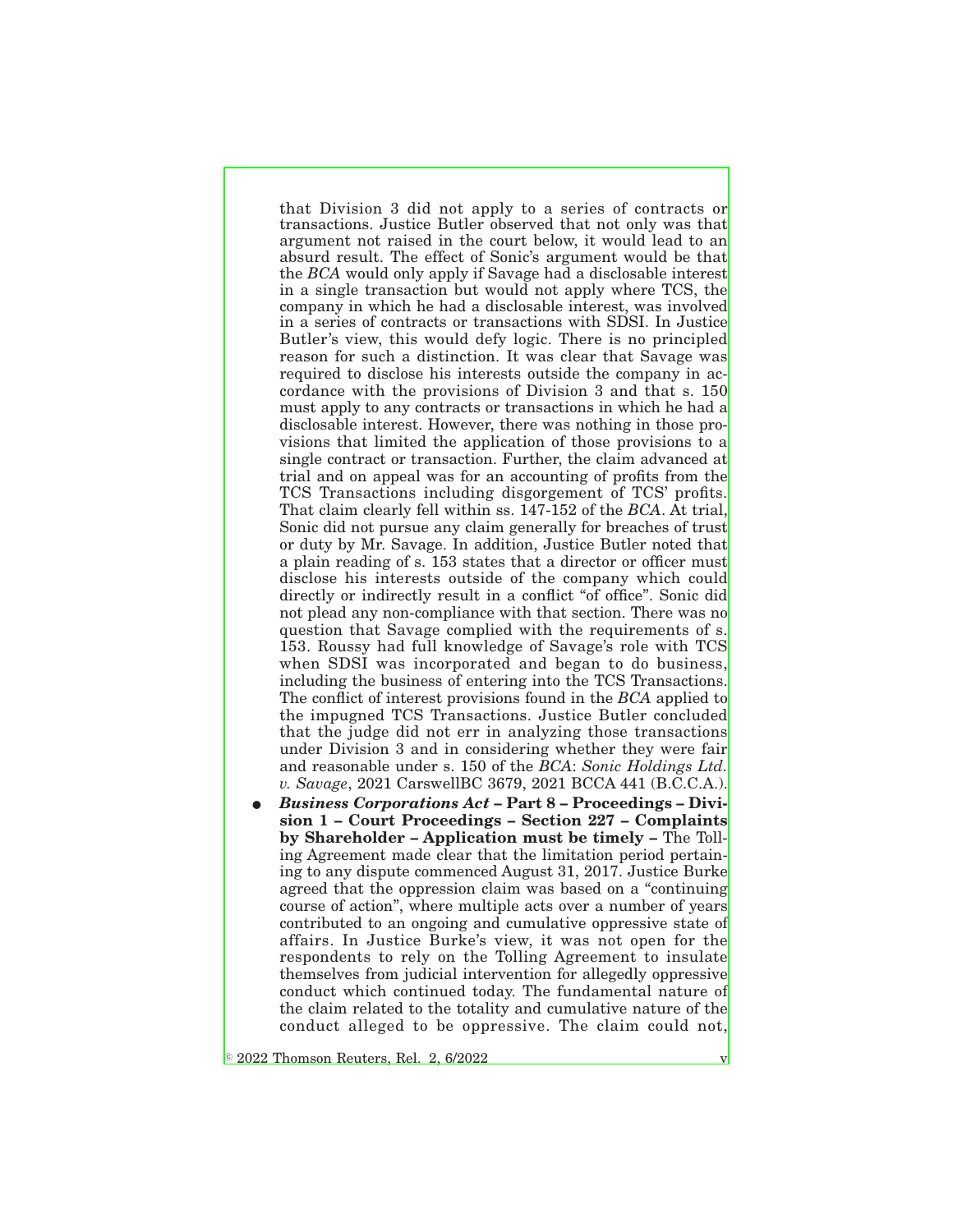that Division 3 did not apply to a series of contracts or transactions. Justice Butler observed that not only was that argument not raised in the court below, it would lead to an absurd result. The effect of Sonic's argument would be that the *BCA* would only apply if Savage had a disclosable interest in a single transaction but would not apply where TCS, the company in which he had a disclosable interest, was involved in a series of contracts or transactions with SDSI. In Justice Butler's view, this would defy logic. There is no principled reason for such a distinction. It was clear that Savage was required to disclose his interests outside the company in accordance with the provisions of Division 3 and that s. 150 must apply to any contracts or transactions in which he had a disclosable interest. However, there was nothing in those provisions that limited the application of those provisions to a single contract or transaction. Further, the claim advanced at trial and on appeal was for an accounting of profits from the TCS Transactions including disgorgement of TCS' profits. That claim clearly fell within ss. 147-152 of the *BCA*. At trial, Sonic did not pursue any claim generally for breaches of trust or duty by Mr. Savage. In addition, Justice Butler noted that a plain reading of s. 153 states that a director or officer must disclose his interests outside of the company which could directly or indirectly result in a conflict "of office". Sonic did not plead any non-compliance with that section. There was no question that Savage complied with the requirements of s. 153. Roussy had full knowledge of Savage's role with TCS when SDSI was incorporated and began to do business, including the business of entering into the TCS Transactions. The conflict of interest provisions found in the *BCA* applied to the impugned TCS Transactions. Justice Butler concluded that the judge did not err in analyzing those transactions under Division 3 and in considering whether they were fair and reasonable under s. 150 of the *BCA*: *Sonic Holdings Ltd. v. Savage*, 2021 CarswellBC 3679, 2021 BCCA 441 (B.C.C.A.).

- ***Business Corporations Act* – Part 8 – Proceedings – Division 1 – Court Proceedings – Section 227 – Complaints by Shareholder – Application must be timely –** The Tolling Agreement made clear that the limitation period pertaining to any dispute commenced August 31, 2017. Justice Burke agreed that the oppression claim was based on a "continuing course of action", where multiple acts over a number of years contributed to an ongoing and cumulative oppressive state of affairs. In Justice Burke's view, it was not open for the respondents to rely on the Tolling Agreement to insulate themselves from judicial intervention for allegedly oppressive conduct which continued today. The fundamental nature of the claim related to the totality and cumulative nature of the conduct alleged to be oppressive. The claim could not,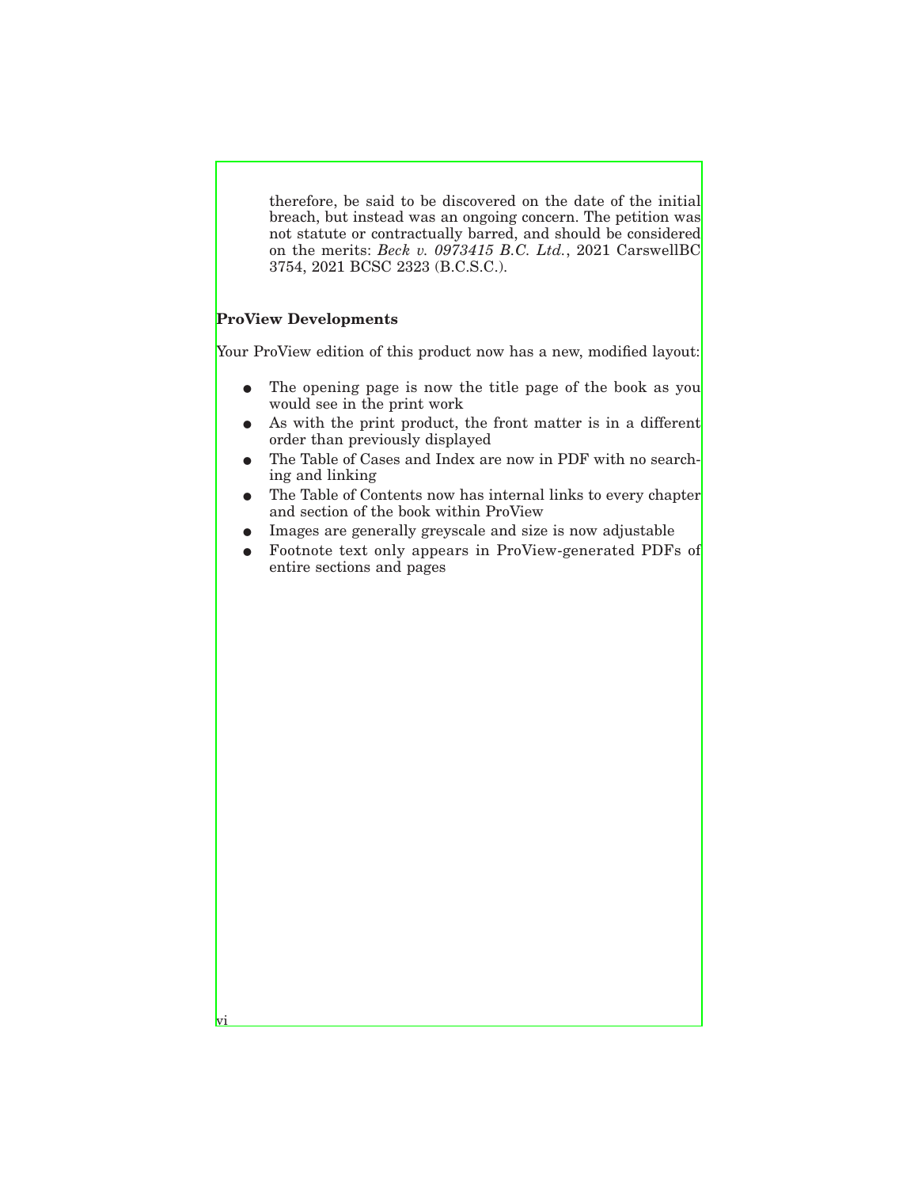therefore, be said to be discovered on the date of the initial breach, but instead was an ongoing concern. The petition was not statute or contractually barred, and should be considered on the merits: *Beck v. 0973415 B.C. Ltd.*, 2021 CarswellBC 3754, 2021 BCSC 2323 (B.C.S.C.).

**ProView Developments**

Your ProView edition of this product now has a new, modified layout:

- The opening page is now the title page of the book as you would see in the print work
- As with the print product, the front matter is in a different order than previously displayed
- The Table of Cases and Index are now in PDF with no searching and linking
- The Table of Contents now has internal links to every chapter and section of the book within ProView
- Images are generally greyscale and size is now adjustable
- Footnote text only appears in ProView-generated PDFs of entire sections and pages